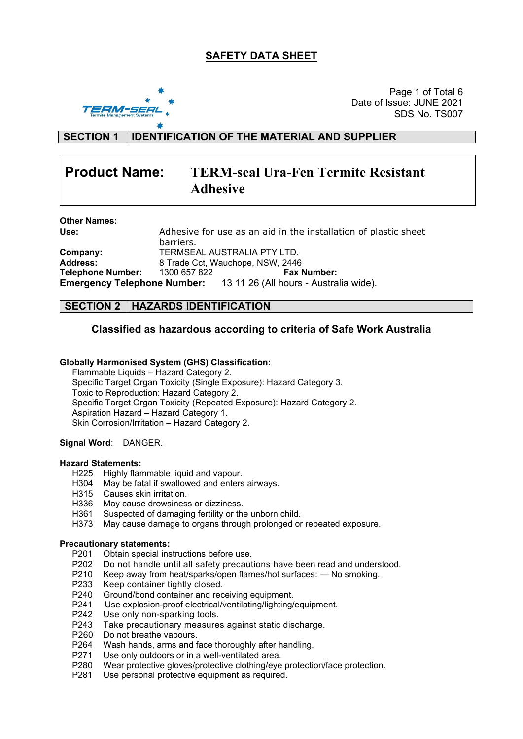# SAFETY DATA SHEET

Date of Issue: JUNE 2021
SDS No. TS007

## SECTION 1 IDENTIFICATION OF THE MATERIAL AND SUPPLIER

**Product Name:** **TERM-seal Ura-Fen Termite Resistant Adhesive**

**Other Names:**
**Use:** Adhesive for use as an aid in the installation of plastic sheet barriers.
**Company:** TERMSEAL AUSTRALIA PTY LTD.
**Address:** 8 Trade Cct, Wauchope, NSW, 2446
**Telephone Number:** 1300 657 822 **Fax Number:**
**Emergency Telephone Number:** 13 11 26 (All hours - Australia wide).

## SECTION 2 HAZARDS IDENTIFICATION

### Classified as hazardous according to criteria of Safe Work Australia

**Globally Harmonised System (GHS) Classification:**

Flammable Liquids – Hazard Category 2.
Specific Target Organ Toxicity (Single Exposure): Hazard Category 3.
Toxic to Reproduction: Hazard Category 2.
Specific Target Organ Toxicity (Repeated Exposure): Hazard Category 2.
Aspiration Hazard – Hazard Category 1.
Skin Corrosion/Irritation – Hazard Category 2.

**Signal Word**: DANGER.

**Hazard Statements:**

H225 Highly flammable liquid and vapour.
H304 May be fatal if swallowed and enters airways.
H315 Causes skin irritation.
H336 May cause drowsiness or dizziness.
H361 Suspected of damaging fertility or the unborn child.
H373 May cause damage to organs through prolonged or repeated exposure.

**Precautionary statements:**

P201 Obtain special instructions before use.
P202 Do not handle until all safety precautions have been read and understood.
P210 Keep away from heat/sparks/open flames/hot surfaces: — No smoking.
P233 Keep container tightly closed.
P240 Ground/bond container and receiving equipment.
P241 Use explosion-proof electrical/ventilating/lighting/equipment.
P242 Use only non-sparking tools.
P243 Take precautionary measures against static discharge.
P260 Do not breathe vapours.
P264 Wash hands, arms and face thoroughly after handling.
P271 Use only outdoors or in a well-ventilated area.
P280 Wear protective gloves/protective clothing/eye protection/face protection.
P281 Use personal protective equipment as required.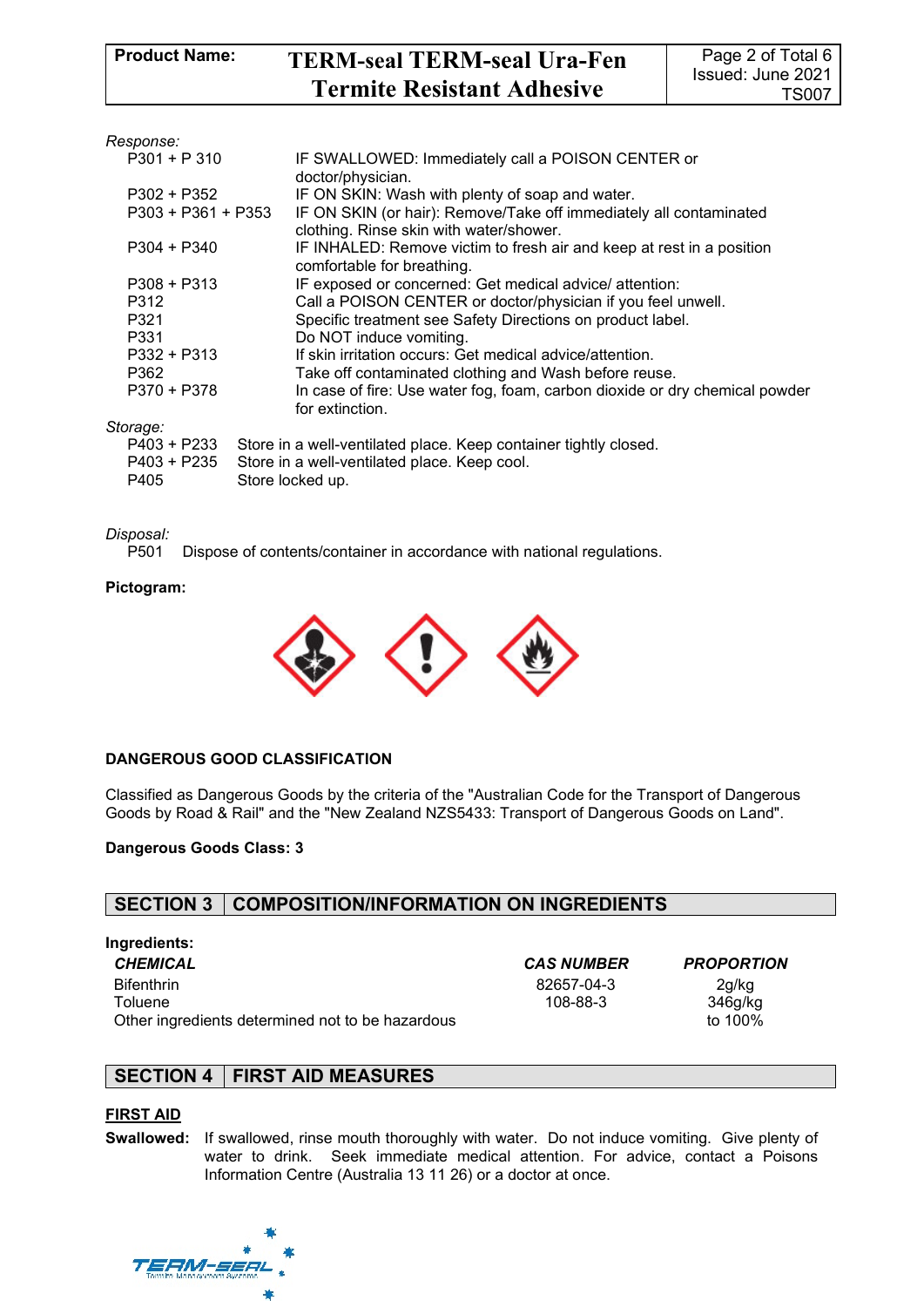*Response:*

| | |
|---|---|
| P301 + P 310 | IF SWALLOWED: Immediately call a POISON CENTER or doctor/physician. |
| P302 + P352 | IF ON SKIN: Wash with plenty of soap and water. |
| P303 + P361 + P353 | IF ON SKIN (or hair): Remove/Take off immediately all contaminated clothing. Rinse skin with water/shower. |
| P304 + P340 | IF INHALED: Remove victim to fresh air and keep at rest in a position comfortable for breathing. |
| P308 + P313 | IF exposed or concerned: Get medical advice/ attention: |
| P312 | Call a POISON CENTER or doctor/physician if you feel unwell. |
| P321 | Specific treatment see Safety Directions on product label. |
| P331 | Do NOT induce vomiting. |
| P332 + P313 | If skin irritation occurs: Get medical advice/attention. |
| P362 | Take off contaminated clothing and Wash before reuse. |
| P370 + P378 | In case of fire: Use water fog, foam, carbon dioxide or dry chemical powder for extinction. |

*Storage:*

| | |
|---|---|
| P403 + P233 | Store in a well-ventilated place. Keep container tightly closed. |
| P403 + P235 | Store in a well-ventilated place. Keep cool. |
| P405 | Store locked up. |

*Disposal:*

P501 Dispose of contents/container in accordance with national regulations.

**Pictogram:**

**DANGEROUS GOOD CLASSIFICATION**

Classified as Dangerous Goods by the criteria of the "Australian Code for the Transport of Dangerous Goods by Road & Rail" and the "New Zealand NZS5433: Transport of Dangerous Goods on Land".

**Dangerous Goods Class: 3**

## SECTION 3 COMPOSITION/INFORMATION ON INGREDIENTS

**Ingredients:**

| ***CHEMICAL*** | ***CAS NUMBER*** | ***PROPORTION*** |
|---|---|---|
| Bifenthrin | 82657-04-3 | 2g/kg |
| Toluene | 108-88-3 | 346g/kg |
| Other ingredients determined not to be hazardous | | to 100% |

## SECTION 4 FIRST AID MEASURES

**FIRST AID**

**Swallowed:** If swallowed, rinse mouth thoroughly with water. Do not induce vomiting. Give plenty of water to drink. Seek immediate medical attention. For advice, contact a Poisons Information Centre (Australia 13 11 26) or a doctor at once.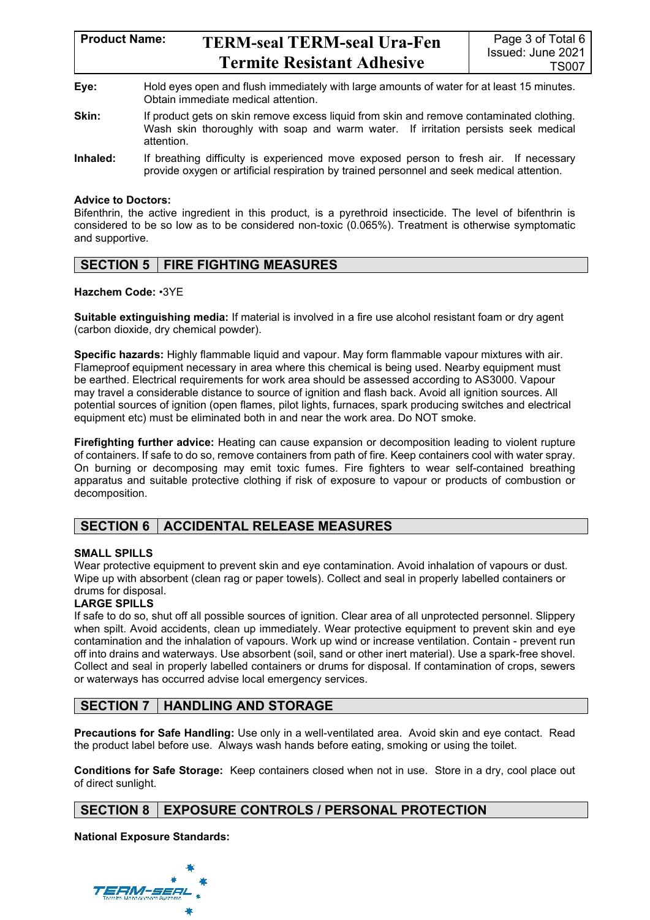**Eye:** Hold eyes open and flush immediately with large amounts of water for at least 15 minutes. Obtain immediate medical attention.

**Skin:** If product gets on skin remove excess liquid from skin and remove contaminated clothing. Wash skin thoroughly with soap and warm water. If irritation persists seek medical attention.

**Inhaled:** If breathing difficulty is experienced move exposed person to fresh air. If necessary provide oxygen or artificial respiration by trained personnel and seek medical attention.

**Advice to Doctors:**
Bifenthrin, the active ingredient in this product, is a pyrethroid insecticide. The level of bifenthrin is considered to be so low as to be considered non-toxic (0.065%). Treatment is otherwise symptomatic and supportive.

## SECTION 5 FIRE FIGHTING MEASURES

**Hazchem Code:** •3YE

**Suitable extinguishing media:** If material is involved in a fire use alcohol resistant foam or dry agent (carbon dioxide, dry chemical powder).

**Specific hazards:** Highly flammable liquid and vapour. May form flammable vapour mixtures with air. Flameproof equipment necessary in area where this chemical is being used. Nearby equipment must be earthed. Electrical requirements for work area should be assessed according to AS3000. Vapour may travel a considerable distance to source of ignition and flash back. Avoid all ignition sources. All potential sources of ignition (open flames, pilot lights, furnaces, spark producing switches and electrical equipment etc) must be eliminated both in and near the work area. Do NOT smoke.

**Firefighting further advice:** Heating can cause expansion or decomposition leading to violent rupture of containers. If safe to do so, remove containers from path of fire. Keep containers cool with water spray. On burning or decomposing may emit toxic fumes. Fire fighters to wear self-contained breathing apparatus and suitable protective clothing if risk of exposure to vapour or products of combustion or decomposition.

## SECTION 6 ACCIDENTAL RELEASE MEASURES

**SMALL SPILLS**
Wear protective equipment to prevent skin and eye contamination. Avoid inhalation of vapours or dust. Wipe up with absorbent (clean rag or paper towels). Collect and seal in properly labelled containers or drums for disposal.

**LARGE SPILLS**
If safe to do so, shut off all possible sources of ignition. Clear area of all unprotected personnel. Slippery when spilt. Avoid accidents, clean up immediately. Wear protective equipment to prevent skin and eye contamination and the inhalation of vapours. Work up wind or increase ventilation. Contain - prevent run off into drains and waterways. Use absorbent (soil, sand or other inert material). Use a spark-free shovel. Collect and seal in properly labelled containers or drums for disposal. If contamination of crops, sewers or waterways has occurred advise local emergency services.

## SECTION 7 HANDLING AND STORAGE

**Precautions for Safe Handling:** Use only in a well-ventilated area. Avoid skin and eye contact. Read the product label before use. Always wash hands before eating, smoking or using the toilet.

**Conditions for Safe Storage:** Keep containers closed when not in use. Store in a dry, cool place out of direct sunlight.

## SECTION 8 EXPOSURE CONTROLS / PERSONAL PROTECTION

**National Exposure Standards:**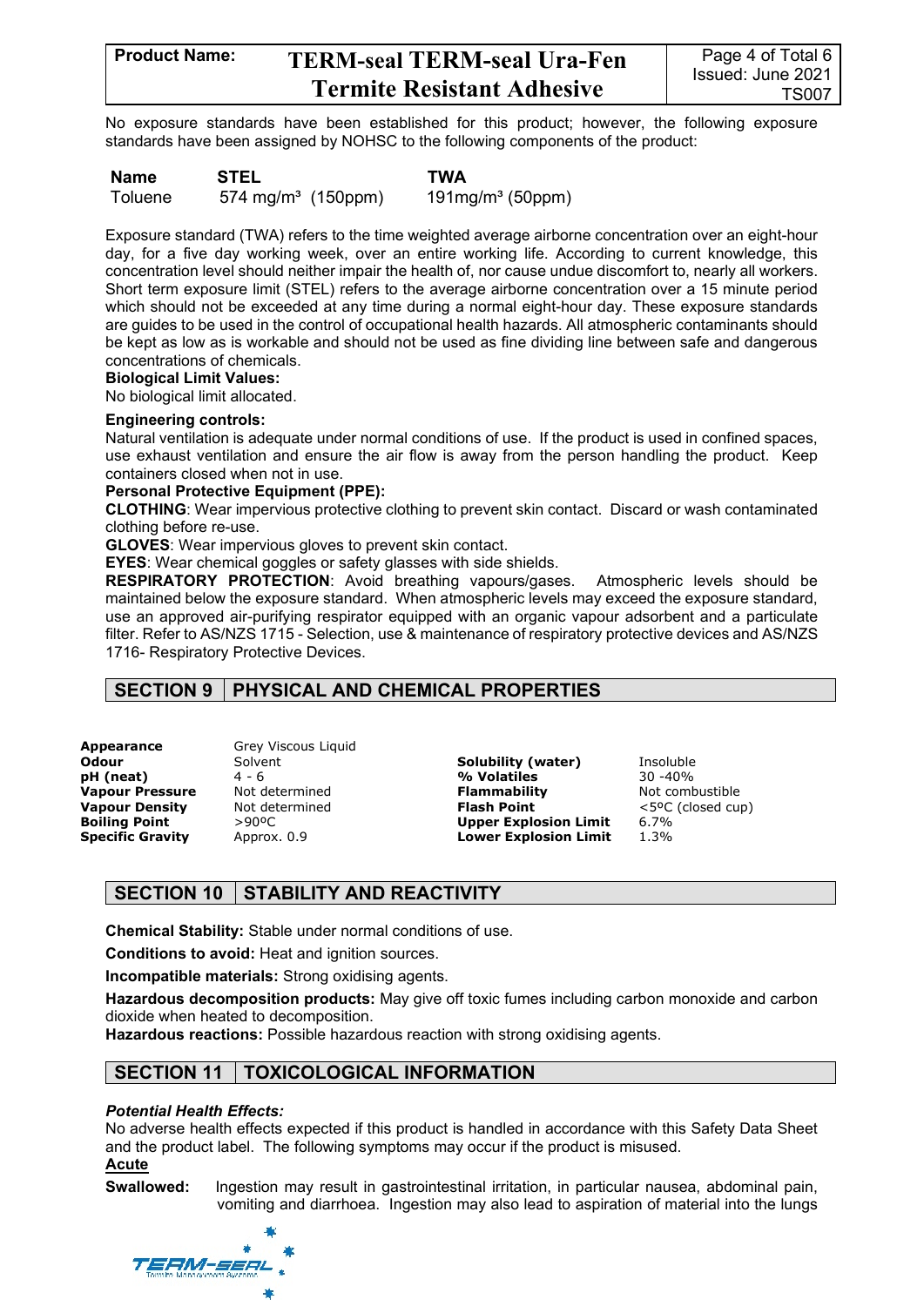No exposure standards have been established for this product; however, the following exposure standards have been assigned by NOHSC to the following components of the product:

| Name | STEL | TWA |
|---|---|---|
| Toluene | 574 mg/m³ (150ppm) | 191mg/m³ (50ppm) |

Exposure standard (TWA) refers to the time weighted average airborne concentration over an eight-hour day, for a five day working week, over an entire working life. According to current knowledge, this concentration level should neither impair the health of, nor cause undue discomfort to, nearly all workers. Short term exposure limit (STEL) refers to the average airborne concentration over a 15 minute period which should not be exceeded at any time during a normal eight-hour day. These exposure standards are guides to be used in the control of occupational health hazards. All atmospheric contaminants should be kept as low as is workable and should not be used as fine dividing line between safe and dangerous concentrations of chemicals.

**Biological Limit Values:**
No biological limit allocated.

**Engineering controls:**
Natural ventilation is adequate under normal conditions of use. If the product is used in confined spaces, use exhaust ventilation and ensure the air flow is away from the person handling the product. Keep containers closed when not in use.

**Personal Protective Equipment (PPE):**

**CLOTHING**: Wear impervious protective clothing to prevent skin contact. Discard or wash contaminated clothing before re-use.

**GLOVES**: Wear impervious gloves to prevent skin contact.

**EYES**: Wear chemical goggles or safety glasses with side shields.

**RESPIRATORY PROTECTION**: Avoid breathing vapours/gases. Atmospheric levels should be maintained below the exposure standard. When atmospheric levels may exceed the exposure standard, use an approved air-purifying respirator equipped with an organic vapour adsorbent and a particulate filter. Refer to AS/NZS 1715 - Selection, use & maintenance of respiratory protective devices and AS/NZS 1716- Respiratory Protective Devices.

## SECTION 9 PHYSICAL AND CHEMICAL PROPERTIES

| Property | Value | Property | Value |
|---|---|---|---|
| **Appearance** | Grey Viscous Liquid | | |
| **Odour** | Solvent | **Solubility (water)** | Insoluble |
| **pH (neat)** | 4 - 6 | **% Volatiles** | 30 -40% |
| **Vapour Pressure** | Not determined | **Flammability** | Not combustible |
| **Vapour Density** | Not determined | **Flash Point** | <5ºC (closed cup) |
| **Boiling Point** | >90ºC | **Upper Explosion Limit** | 6.7% |
| **Specific Gravity** | Approx. 0.9 | **Lower Explosion Limit** | 1.3% |

## SECTION 10 STABILITY AND REACTIVITY

**Chemical Stability:** Stable under normal conditions of use.

**Conditions to avoid:** Heat and ignition sources.

**Incompatible materials:** Strong oxidising agents.

**Hazardous decomposition products:** May give off toxic fumes including carbon monoxide and carbon dioxide when heated to decomposition.

**Hazardous reactions:** Possible hazardous reaction with strong oxidising agents.

## SECTION 11 TOXICOLOGICAL INFORMATION

***Potential Health Effects:***

No adverse health effects expected if this product is handled in accordance with this Safety Data Sheet and the product label. The following symptoms may occur if the product is misused.

**Acute**

**Swallowed:** Ingestion may result in gastrointestinal irritation, in particular nausea, abdominal pain, vomiting and diarrhoea. Ingestion may also lead to aspiration of material into the lungs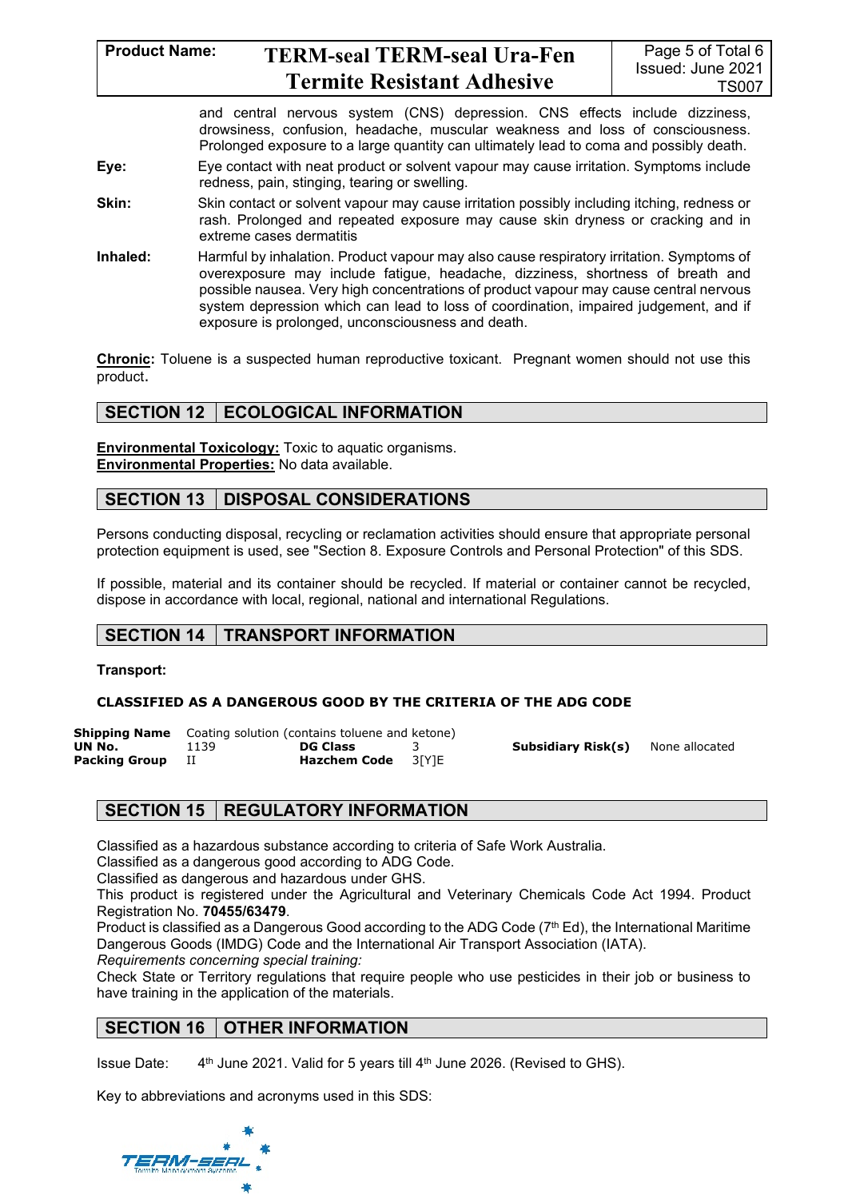and central nervous system (CNS) depression. CNS effects include dizziness, drowsiness, confusion, headache, muscular weakness and loss of consciousness. Prolonged exposure to a large quantity can ultimately lead to coma and possibly death.

**Eye:** Eye contact with neat product or solvent vapour may cause irritation. Symptoms include redness, pain, stinging, tearing or swelling.

**Skin:** Skin contact or solvent vapour may cause irritation possibly including itching, redness or rash. Prolonged and repeated exposure may cause skin dryness or cracking and in extreme cases dermatitis

**Inhaled:** Harmful by inhalation. Product vapour may also cause respiratory irritation. Symptoms of overexposure may include fatigue, headache, dizziness, shortness of breath and possible nausea. Very high concentrations of product vapour may cause central nervous system depression which can lead to loss of coordination, impaired judgement, and if exposure is prolonged, unconsciousness and death.

**Chronic:** Toluene is a suspected human reproductive toxicant. Pregnant women should not use this product.

## SECTION 12 | ECOLOGICAL INFORMATION

**Environmental Toxicology:** Toxic to aquatic organisms.
**Environmental Properties:** No data available.

## SECTION 13 | DISPOSAL CONSIDERATIONS

Persons conducting disposal, recycling or reclamation activities should ensure that appropriate personal protection equipment is used, see "Section 8. Exposure Controls and Personal Protection" of this SDS.

If possible, material and its container should be recycled. If material or container cannot be recycled, dispose in accordance with local, regional, national and international Regulations.

## SECTION 14 | TRANSPORT INFORMATION

**Transport:**

**CLASSIFIED AS A DANGEROUS GOOD BY THE CRITERIA OF THE ADG CODE**

| | | | | | |
|---|---|---|---|---|---|
| **Shipping Name** | Coating solution (contains toluene and ketone) | | | | |
| **UN No.** | 1139 | **DG Class** | 3 | **Subsidiary Risk(s)** | None allocated |
| **Packing Group** | II | **Hazchem Code** | 3[Y]E | | |

## SECTION 15 | REGULATORY INFORMATION

Classified as a hazardous substance according to criteria of Safe Work Australia.
Classified as a dangerous good according to ADG Code.
Classified as dangerous and hazardous under GHS.
This product is registered under the Agricultural and Veterinary Chemicals Code Act 1994. Product Registration No. **70455/63479**.
Product is classified as a Dangerous Good according to the ADG Code (7th Ed), the International Maritime Dangerous Goods (IMDG) Code and the International Air Transport Association (IATA).
*Requirements concerning special training:*
Check State or Territory regulations that require people who use pesticides in their job or business to have training in the application of the materials.

## SECTION 16 | OTHER INFORMATION

Issue Date: 4th June 2021. Valid for 5 years till 4th June 2026. (Revised to GHS).

Key to abbreviations and acronyms used in this SDS: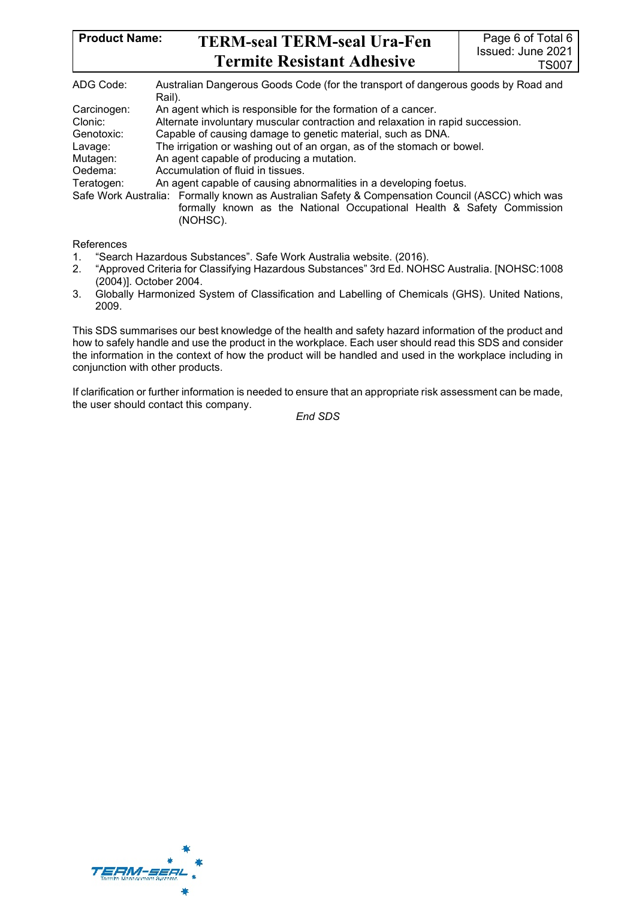| | |
|---|---|
| ADG Code: | Australian Dangerous Goods Code (for the transport of dangerous goods by Road and Rail). |
| Carcinogen: | An agent which is responsible for the formation of a cancer. |
| Clonic: | Alternate involuntary muscular contraction and relaxation in rapid succession. |
| Genotoxic: | Capable of causing damage to genetic material, such as DNA. |
| Lavage: | The irrigation or washing out of an organ, as of the stomach or bowel. |
| Mutagen: | An agent capable of producing a mutation. |
| Oedema: | Accumulation of fluid in tissues. |
| Teratogen: | An agent capable of causing abnormalities in a developing foetus. |
| Safe Work Australia: | Formally known as Australian Safety & Compensation Council (ASCC) which was formally known as the National Occupational Health & Safety Commission (NOHSC). |

References

1. "Search Hazardous Substances". Safe Work Australia website. (2016).
2. "Approved Criteria for Classifying Hazardous Substances" 3rd Ed. NOHSC Australia. [NOHSC:1008 (2004)]. October 2004.
3. Globally Harmonized System of Classification and Labelling of Chemicals (GHS). United Nations, 2009.

This SDS summarises our best knowledge of the health and safety hazard information of the product and how to safely handle and use the product in the workplace. Each user should read this SDS and consider the information in the context of how the product will be handled and used in the workplace including in conjunction with other products.

If clarification or further information is needed to ensure that an appropriate risk assessment can be made, the user should contact this company.

*End SDS*